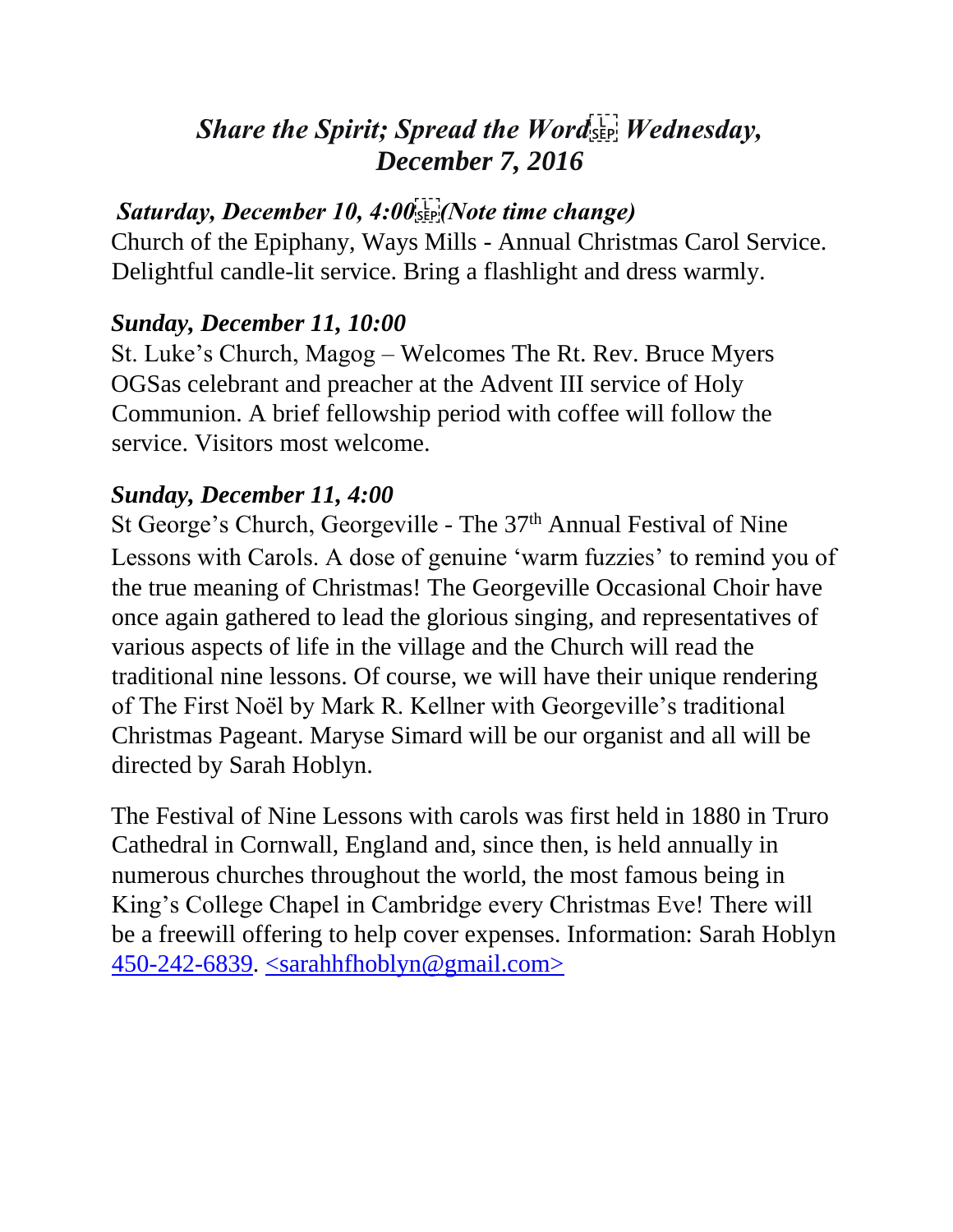# *Share the Spirit; Spread the Word Wednesday, December 7, 2016*

***Saturday, December 10, 4:00 (Note time change)***

Church of the Epiphany, Ways Mills - Annual Christmas Carol Service. Delightful candle-lit service. Bring a flashlight and dress warmly.

***Sunday, December 11, 10:00***

St. Luke's Church, Magog – Welcomes The Rt. Rev. Bruce Myers OGSas celebrant and preacher at the Advent III service of Holy Communion. A brief fellowship period with coffee will follow the service. Visitors most welcome.

***Sunday, December 11, 4:00***

St George's Church, Georgeville - The 37th Annual Festival of Nine Lessons with Carols. A dose of genuine 'warm fuzzies' to remind you of the true meaning of Christmas! The Georgeville Occasional Choir have once again gathered to lead the glorious singing, and representatives of various aspects of life in the village and the Church will read the traditional nine lessons. Of course, we will have their unique rendering of The First Noël by Mark R. Kellner with Georgeville's traditional Christmas Pageant. Maryse Simard will be our organist and all will be directed by Sarah Hoblyn.

The Festival of Nine Lessons with carols was first held in 1880 in Truro Cathedral in Cornwall, England and, since then, is held annually in numerous churches throughout the world, the most famous being in King's College Chapel in Cambridge every Christmas Eve! There will be a freewill offering to help cover expenses. Information: Sarah Hoblyn 450-242-6839. <sarahhfhoblyn@gmail.com>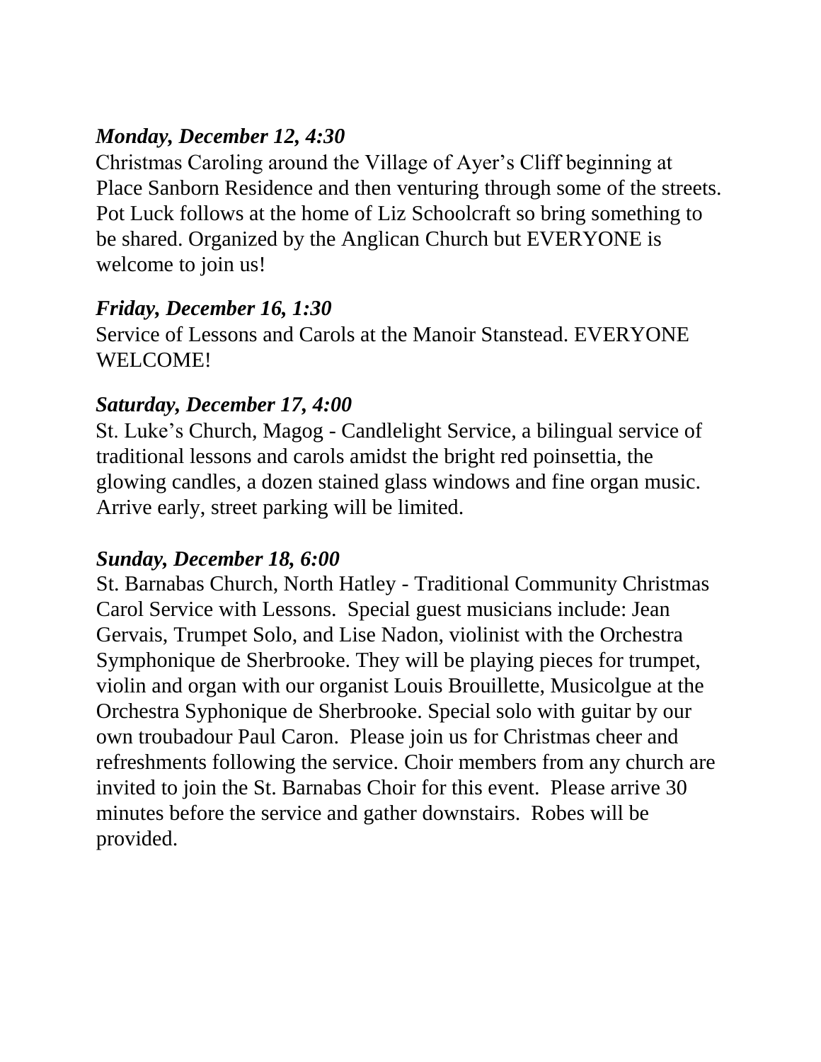***Monday, December 12, 4:30***

Christmas Caroling around the Village of Ayer's Cliff beginning at Place Sanborn Residence and then venturing through some of the streets. Pot Luck follows at the home of Liz Schoolcraft so bring something to be shared. Organized by the Anglican Church but EVERYONE is welcome to join us!

***Friday, December 16, 1:30***

Service of Lessons and Carols at the Manoir Stanstead. EVERYONE WELCOME!

***Saturday, December 17, 4:00***

St. Luke's Church, Magog - Candlelight Service, a bilingual service of traditional lessons and carols amidst the bright red poinsettia, the glowing candles, a dozen stained glass windows and fine organ music. Arrive early, street parking will be limited.

***Sunday, December 18, 6:00***

St. Barnabas Church, North Hatley - Traditional Community Christmas Carol Service with Lessons. Special guest musicians include: Jean Gervais, Trumpet Solo, and Lise Nadon, violinist with the Orchestra Symphonique de Sherbrooke. They will be playing pieces for trumpet, violin and organ with our organist Louis Brouillette, Musicolgue at the Orchestra Syphonique de Sherbrooke. Special solo with guitar by our own troubadour Paul Caron. Please join us for Christmas cheer and refreshments following the service. Choir members from any church are invited to join the St. Barnabas Choir for this event. Please arrive 30 minutes before the service and gather downstairs. Robes will be provided.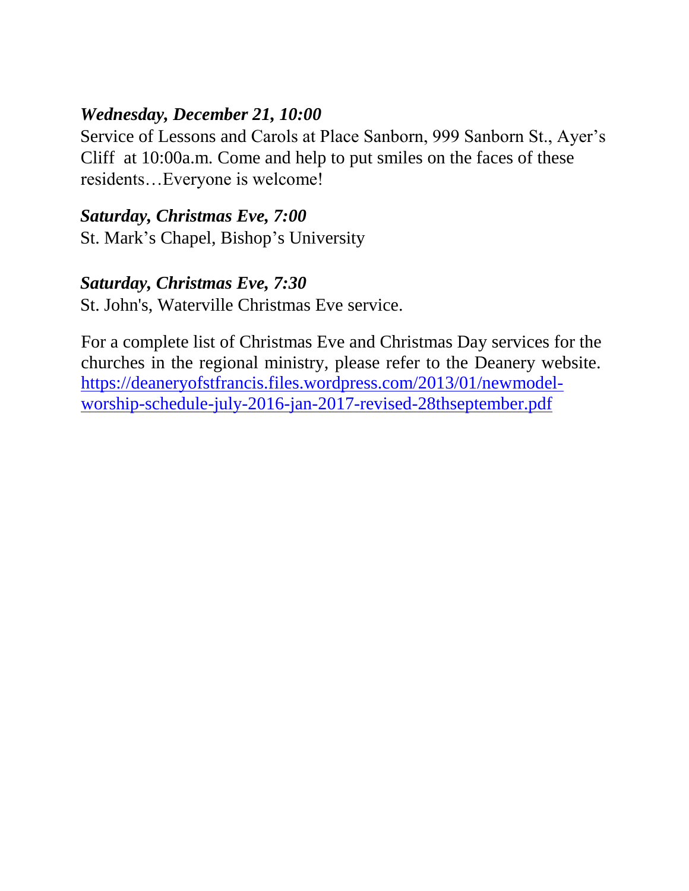***Wednesday, December 21, 10:00***

Service of Lessons and Carols at Place Sanborn, 999 Sanborn St., Ayer's Cliff at 10:00a.m. Come and help to put smiles on the faces of these residents…Everyone is welcome!

***Saturday, Christmas Eve, 7:00***

St. Mark's Chapel, Bishop's University

***Saturday, Christmas Eve, 7:30***

St. John's, Waterville Christmas Eve service.

For a complete list of Christmas Eve and Christmas Day services for the churches in the regional ministry, please refer to the Deanery website. [https://deaneryofstfrancis.files.wordpress.com/2013/01/newmodel-worship-schedule-july-2016-jan-2017-revised-28thseptember.pdf](https://deaneryofstfrancis.files.wordpress.com/2013/01/newmodel-worship-schedule-july-2016-jan-2017-revised-28thseptember.pdf)